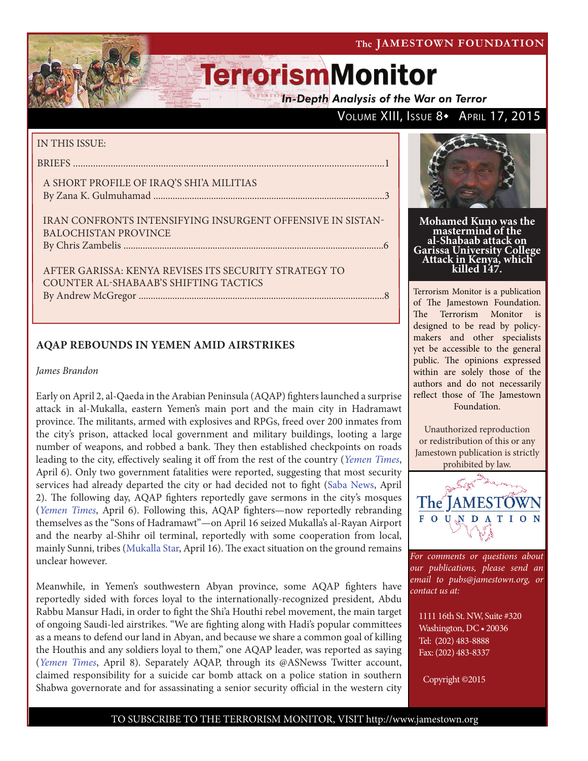# TerrorismMonitor

*In-Depth Analysis of the War on Terror*

IN THIS ISSUE:

BRIEFS ....................................................................................................................1

A SHORT PROFILE OF IRAQ'S SHI'A MILITIAS
By Zana K. Gulmuhamad ....................................................................................3

IRAN CONFRONTS INTENSIFYING INSURGENT OFFENSIVE IN SISTAN-BALOCHISTAN PROVINCE
By Chris Zambelis ...............................................................................................6

AFTER GARISSA: KENYA REVISES ITS SECURITY STRATEGY TO COUNTER AL-SHABAAB'S SHIFTING TACTICS
By Andrew McGregor .........................................................................................8

**Mohamed Kuno was the mastermind of the al-Shabaab attack on Garissa University College Attack in Kenya, which killed 147.**

Terrorism Monitor is a publication of The Jamestown Foundation. The Terrorism Monitor is designed to be read by policy-makers and other specialists yet be accessible to the general public. The opinions expressed within are solely those of the authors and do not necessarily reflect those of The Jamestown Foundation.

Unauthorized reproduction or redistribution of this or any Jamestown publication is strictly prohibited by law.

*For comments or questions about our publications, please send an email to pubs@jamestown.org, or contact us at:*

1111 16th St. NW, Suite #320
Washington, DC • 20036
Tel: (202) 483-8888
Fax: (202) 483-8337

Copyright ©2015

## AQAP REBOUNDS IN YEMEN AMID AIRSTRIKES

*James Brandon*

Early on April 2, al-Qaeda in the Arabian Peninsula (AQAP) fighters launched a surprise attack in al-Mukalla, eastern Yemen's main port and the main city in Hadramawt province. The militants, armed with explosives and RPGs, freed over 200 inmates from the city's prison, attacked local government and military buildings, looting a large number of weapons, and robbed a bank. They then established checkpoints on roads leading to the city, effectively sealing it off from the rest of the country (*Yemen Times*, April 6). Only two government fatalities were reported, suggesting that most security services had already departed the city or had decided not to fight (Saba News, April 2). The following day, AQAP fighters reportedly gave sermons in the city's mosques (*Yemen Times*, April 6). Following this, AQAP fighters—now reportedly rebranding themselves as the "Sons of Hadramawt"—on April 16 seized Mukalla's al-Rayan Airport and the nearby al-Shihr oil terminal, reportedly with some cooperation from local, mainly Sunni, tribes (Mukalla Star, April 16). The exact situation on the ground remains unclear however.

Meanwhile, in Yemen's southwestern Abyan province, some AQAP fighters have reportedly sided with forces loyal to the internationally-recognized president, Abdu Rabbu Mansur Hadi, in order to fight the Shi'a Houthi rebel movement, the main target of ongoing Saudi-led airstrikes. "We are fighting along with Hadi's popular committees as a means to defend our land in Abyan, and because we share a common goal of killing the Houthis and any soldiers loyal to them," one AQAP leader, was reported as saying (*Yemen Times*, April 8). Separately AQAP, through its @ASNewss Twitter account, claimed responsibility for a suicide car bomb attack on a police station in southern Shabwa governorate and for assassinating a senior security official in the western city

TO SUBSCRIBE TO THE TERRORISM MONITOR, VISIT http://www.jamestown.org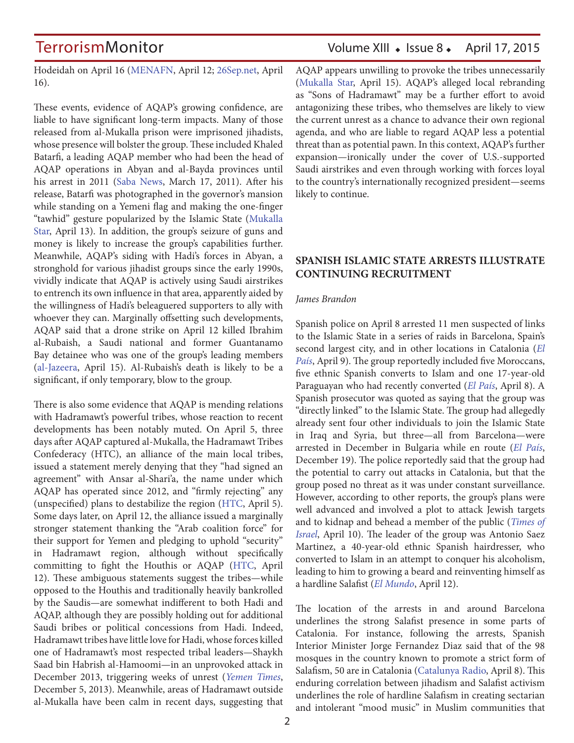Hodeidah on April 16 (MENAFN, April 12; 26Sep.net, April 16).

These events, evidence of AQAP's growing confidence, are liable to have significant long-term impacts. Many of those released from al-Mukalla prison were imprisoned jihadists, whose presence will bolster the group. These included Khaled Batarfi, a leading AQAP member who had been the head of AQAP operations in Abyan and al-Bayda provinces until his arrest in 2011 (Saba News, March 17, 2011). After his release, Batarfi was photographed in the governor's mansion while standing on a Yemeni flag and making the one-finger "tawhid" gesture popularized by the Islamic State (Mukalla Star, April 13). In addition, the group's seizure of guns and money is likely to increase the group's capabilities further. Meanwhile, AQAP's siding with Hadi's forces in Abyan, a stronghold for various jihadist groups since the early 1990s, vividly indicate that AQAP is actively using Saudi airstrikes to entrench its own influence in that area, apparently aided by the willingness of Hadi's beleaguered supporters to ally with whoever they can. Marginally offsetting such developments, AQAP said that a drone strike on April 12 killed Ibrahim al-Rubaish, a Saudi national and former Guantanamo Bay detainee who was one of the group's leading members (al-Jazeera, April 15). Al-Rubaish's death is likely to be a significant, if only temporary, blow to the group.

There is also some evidence that AQAP is mending relations with Hadramawt's powerful tribes, whose reaction to recent developments has been notably muted. On April 5, three days after AQAP captured al-Mukalla, the Hadramawt Tribes Confederacy (HTC), an alliance of the main local tribes, issued a statement merely denying that they "had signed an agreement" with Ansar al-Shari'a, the name under which AQAP has operated since 2012, and "firmly rejecting" any (unspecified) plans to destabilize the region (HTC, April 5). Some days later, on April 12, the alliance issued a marginally stronger statement thanking the "Arab coalition force" for their support for Yemen and pledging to uphold "security" in Hadramawt region, although without specifically committing to fight the Houthis or AQAP (HTC, April 12). These ambiguous statements suggest the tribes—while opposed to the Houthis and traditionally heavily bankrolled by the Saudis—are somewhat indifferent to both Hadi and AQAP, although they are possibly holding out for additional Saudi bribes or political concessions from Hadi. Indeed, Hadramawt tribes have little love for Hadi, whose forces killed one of Hadramawt's most respected tribal leaders—Shaykh Saad bin Habrish al-Hamoomi—in an unprovoked attack in December 2013, triggering weeks of unrest (*Yemen Times*, December 5, 2013). Meanwhile, areas of Hadramawt outside al-Mukalla have been calm in recent days, suggesting that AQAP appears unwilling to provoke the tribes unnecessarily (Mukalla Star, April 15). AQAP's alleged local rebranding as "Sons of Hadramawt" may be a further effort to avoid antagonizing these tribes, who themselves are likely to view the current unrest as a chance to advance their own regional agenda, and who are liable to regard AQAP less a potential threat than as potential pawn. In this context, AQAP's further expansion—ironically under the cover of U.S.-supported Saudi airstrikes and even through working with forces loyal to the country's internationally recognized president—seems likely to continue.

## SPANISH ISLAMIC STATE ARRESTS ILLUSTRATE CONTINUING RECRUITMENT

*James Brandon*

Spanish police on April 8 arrested 11 men suspected of links to the Islamic State in a series of raids in Barcelona, Spain's second largest city, and in other locations in Catalonia (*El País*, April 9). The group reportedly included five Moroccans, five ethnic Spanish converts to Islam and one 17-year-old Paraguayan who had recently converted (*El País*, April 8). A Spanish prosecutor was quoted as saying that the group was "directly linked" to the Islamic State. The group had allegedly already sent four other individuals to join the Islamic State in Iraq and Syria, but three—all from Barcelona—were arrested in December in Bulgaria while en route (*El País*, December 19). The police reportedly said that the group had the potential to carry out attacks in Catalonia, but that the group posed no threat as it was under constant surveillance. However, according to other reports, the group's plans were well advanced and involved a plot to attack Jewish targets and to kidnap and behead a member of the public (*Times of Israel*, April 10). The leader of the group was Antonio Saez Martinez, a 40-year-old ethnic Spanish hairdresser, who converted to Islam in an attempt to conquer his alcoholism, leading to him to growing a beard and reinventing himself as a hardline Salafist (*El Mundo*, April 12).

The location of the arrests in and around Barcelona underlines the strong Salafist presence in some parts of Catalonia. For instance, following the arrests, Spanish Interior Minister Jorge Fernandez Diaz said that of the 98 mosques in the country known to promote a strict form of Salafism, 50 are in Catalonia (Catalunya Radio, April 8). This enduring correlation between jihadism and Salafist activism underlines the role of hardline Salafism in creating sectarian and intolerant "mood music" in Muslim communities that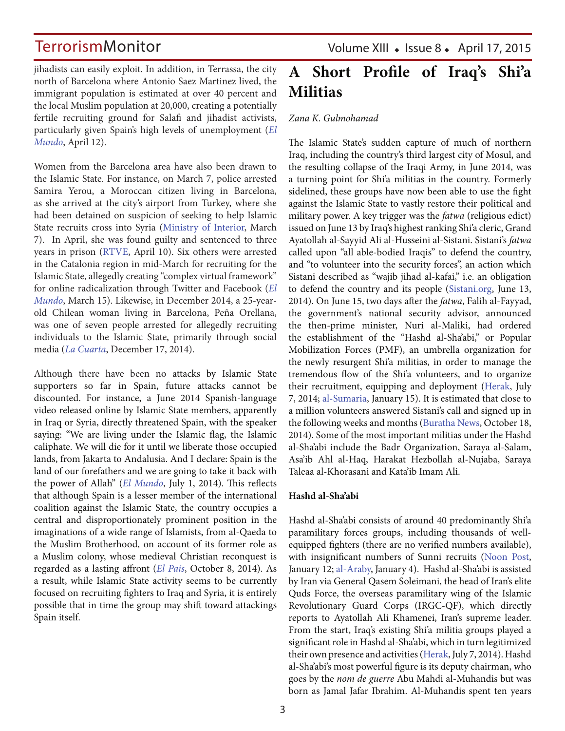jihadists can easily exploit. In addition, in Terrassa, the city north of Barcelona where Antonio Saez Martinez lived, the immigrant population is estimated at over 40 percent and the local Muslim population at 20,000, creating a potentially fertile recruiting ground for Salafi and jihadist activists, particularly given Spain's high levels of unemployment (*El Mundo*, April 12).

Women from the Barcelona area have also been drawn to the Islamic State. For instance, on March 7, police arrested Samira Yerou, a Moroccan citizen living in Barcelona, as she arrived at the city's airport from Turkey, where she had been detained on suspicion of seeking to help Islamic State recruits cross into Syria (Ministry of Interior, March 7). In April, she was found guilty and sentenced to three years in prison (RTVE, April 10). Six others were arrested in the Catalonia region in mid-March for recruiting for the Islamic State, allegedly creating "complex virtual framework" for online radicalization through Twitter and Facebook (*El Mundo*, March 15). Likewise, in December 2014, a 25-year-old Chilean woman living in Barcelona, Peña Orellana, was one of seven people arrested for allegedly recruiting individuals to the Islamic State, primarily through social media (*La Cuarta*, December 17, 2014).

Although there have been no attacks by Islamic State supporters so far in Spain, future attacks cannot be discounted. For instance, a June 2014 Spanish-language video released online by Islamic State members, apparently in Iraq or Syria, directly threatened Spain, with the speaker saying: "We are living under the Islamic flag, the Islamic caliphate. We will die for it until we liberate those occupied lands, from Jakarta to Andalusia. And I declare: Spain is the land of our forefathers and we are going to take it back with the power of Allah" (*El Mundo*, July 1, 2014). This reflects that although Spain is a lesser member of the international coalition against the Islamic State, the country occupies a central and disproportionately prominent position in the imaginations of a wide range of Islamists, from al-Qaeda to the Muslim Brotherhood, on account of its former role as a Muslim colony, whose medieval Christian reconquest is regarded as a lasting affront (*El País*, October 8, 2014). As a result, while Islamic State activity seems to be currently focused on recruiting fighters to Iraq and Syria, it is entirely possible that in time the group may shift toward attackings Spain itself.

# A Short Profile of Iraq's Shi'a Militias

*Zana K. Gulmohamad*

The Islamic State's sudden capture of much of northern Iraq, including the country's third largest city of Mosul, and the resulting collapse of the Iraqi Army, in June 2014, was a turning point for Shi'a militias in the country. Formerly sidelined, these groups have now been able to use the fight against the Islamic State to vastly restore their political and military power. A key trigger was the *fatwa* (religious edict) issued on June 13 by Iraq's highest ranking Shi'a cleric, Grand Ayatollah al-Sayyid Ali al-Husseini al-Sistani. Sistani's *fatwa* called upon "all able-bodied Iraqis" to defend the country, and "to volunteer into the security forces", an action which Sistani described as "wajib jihad al-kafai," i.e. an obligation to defend the country and its people (Sistani.org, June 13, 2014). On June 15, two days after the *fatwa*, Falih al-Fayyad, the government's national security advisor, announced the then-prime minister, Nuri al-Maliki, had ordered the establishment of the "Hashd al-Sha'abi," or Popular Mobilization Forces (PMF), an umbrella organization for the newly resurgent Shi'a militias, in order to manage the tremendous flow of the Shi'a volunteers, and to organize their recruitment, equipping and deployment (Herak, July 7, 2014; al-Sumaria, January 15). It is estimated that close to a million volunteers answered Sistani's call and signed up in the following weeks and months (Buratha News, October 18, 2014). Some of the most important militias under the Hashd al-Sha'abi include the Badr Organization, Saraya al-Salam, Asa'ib Ahl al-Haq, Harakat Hezbollah al-Nujaba, Saraya Taleaa al-Khorasani and Kata'ib Imam Ali.

### Hashd al-Sha'abi

Hashd al-Sha'abi consists of around 40 predominantly Shi'a paramilitary forces groups, including thousands of well-equipped fighters (there are no verified numbers available), with insignificant numbers of Sunni recruits (Noon Post, January 12; al-Araby, January 4). Hashd al-Sha'abi is assisted by Iran via General Qasem Soleimani, the head of Iran's elite Quds Force, the overseas paramilitary wing of the Islamic Revolutionary Guard Corps (IRGC-QF), which directly reports to Ayatollah Ali Khamenei, Iran's supreme leader. From the start, Iraq's existing Shi'a militia groups played a significant role in Hashd al-Sha'abi, which in turn legitimized their own presence and activities (Herak, July 7, 2014). Hashd al-Sha'abi's most powerful figure is its deputy chairman, who goes by the *nom de guerre* Abu Mahdi al-Muhandis but was born as Jamal Jafar Ibrahim. Al-Muhandis spent ten years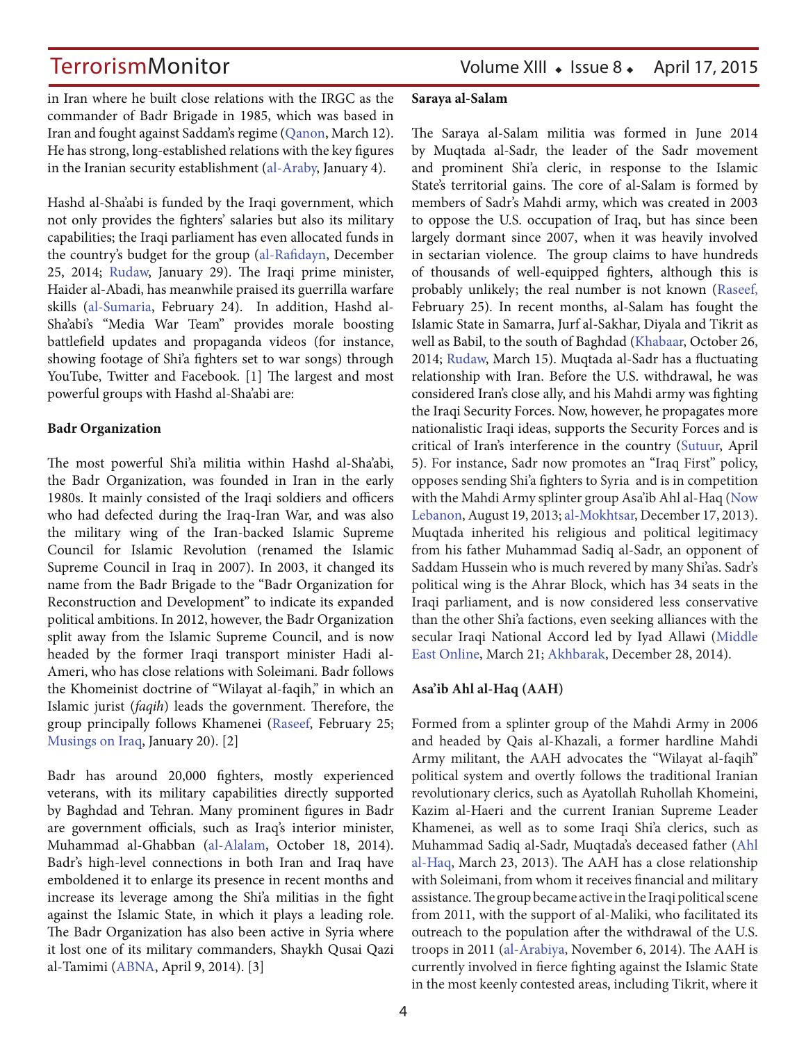in Iran where he built close relations with the IRGC as the commander of Badr Brigade in 1985, which was based in Iran and fought against Saddam's regime (Qanon, March 12). He has strong, long-established relations with the key figures in the Iranian security establishment (al-Araby, January 4).

Hashd al-Sha'abi is funded by the Iraqi government, which not only provides the fighters' salaries but also its military capabilities; the Iraqi parliament has even allocated funds in the country's budget for the group (al-Rafidayn, December 25, 2014; Rudaw, January 29). The Iraqi prime minister, Haider al-Abadi, has meanwhile praised its guerrilla warfare skills (al-Sumaria, February 24). In addition, Hashd al-Sha'abi's "Media War Team" provides morale boosting battlefield updates and propaganda videos (for instance, showing footage of Shi'a fighters set to war songs) through YouTube, Twitter and Facebook. [1] The largest and most powerful groups with Hashd al-Sha'abi are:

**Badr Organization**

The most powerful Shi'a militia within Hashd al-Sha'abi, the Badr Organization, was founded in Iran in the early 1980s. It mainly consisted of the Iraqi soldiers and officers who had defected during the Iraq-Iran War, and was also the military wing of the Iran-backed Islamic Supreme Council for Islamic Revolution (renamed the Islamic Supreme Council in Iraq in 2007). In 2003, it changed its name from the Badr Brigade to the "Badr Organization for Reconstruction and Development" to indicate its expanded political ambitions. In 2012, however, the Badr Organization split away from the Islamic Supreme Council, and is now headed by the former Iraqi transport minister Hadi al-Ameri, who has close relations with Soleimani. Badr follows the Khomeinist doctrine of "Wilayat al-faqih," in which an Islamic jurist (*faqih*) leads the government. Therefore, the group principally follows Khamenei (Raseef, February 25; Musings on Iraq, January 20). [2]

Badr has around 20,000 fighters, mostly experienced veterans, with its military capabilities directly supported by Baghdad and Tehran. Many prominent figures in Badr are government officials, such as Iraq's interior minister, Muhammad al-Ghabban (al-Alalam, October 18, 2014). Badr's high-level connections in both Iran and Iraq have emboldened it to enlarge its presence in recent months and increase its leverage among the Shi'a militias in the fight against the Islamic State, in which it plays a leading role. The Badr Organization has also been active in Syria where it lost one of its military commanders, Shaykh Qusai Qazi al-Tamimi (ABNA, April 9, 2014). [3]

**Saraya al-Salam**

The Saraya al-Salam militia was formed in June 2014 by Muqtada al-Sadr, the leader of the Sadr movement and prominent Shi'a cleric, in response to the Islamic State's territorial gains. The core of al-Salam is formed by members of Sadr's Mahdi army, which was created in 2003 to oppose the U.S. occupation of Iraq, but has since been largely dormant since 2007, when it was heavily involved in sectarian violence. The group claims to have hundreds of thousands of well-equipped fighters, although this is probably unlikely; the real number is not known (Raseef, February 25). In recent months, al-Salam has fought the Islamic State in Samarra, Jurf al-Sakhar, Diyala and Tikrit as well as Babil, to the south of Baghdad (Khabaar, October 26, 2014; Rudaw, March 15). Muqtada al-Sadr has a fluctuating relationship with Iran. Before the U.S. withdrawal, he was considered Iran's close ally, and his Mahdi army was fighting the Iraqi Security Forces. Now, however, he propagates more nationalistic Iraqi ideas, supports the Security Forces and is critical of Iran's interference in the country (Sutuur, April 5). For instance, Sadr now promotes an "Iraq First" policy, opposes sending Shi'a fighters to Syria and is in competition with the Mahdi Army splinter group Asa'ib Ahl al-Haq (Now Lebanon, August 19, 2013; al-Mokhtsar, December 17, 2013). Muqtada inherited his religious and political legitimacy from his father Muhammad Sadiq al-Sadr, an opponent of Saddam Hussein who is much revered by many Shi'as. Sadr's political wing is the Ahrar Block, which has 34 seats in the Iraqi parliament, and is now considered less conservative than the other Shi'a factions, even seeking alliances with the secular Iraqi National Accord led by Iyad Allawi (Middle East Online, March 21; Akhbarak, December 28, 2014).

**Asa'ib Ahl al-Haq (AAH)**

Formed from a splinter group of the Mahdi Army in 2006 and headed by Qais al-Khazali, a former hardline Mahdi Army militant, the AAH advocates the "Wilayat al-faqih" political system and overtly follows the traditional Iranian revolutionary clerics, such as Ayatollah Ruhollah Khomeini, Kazim al-Haeri and the current Iranian Supreme Leader Khamenei, as well as to some Iraqi Shi'a clerics, such as Muhammad Sadiq al-Sadr, Muqtada's deceased father (Ahl al-Haq, March 23, 2013). The AAH has a close relationship with Soleimani, from whom it receives financial and military assistance. The group became active in the Iraqi political scene from 2011, with the support of al-Maliki, who facilitated its outreach to the population after the withdrawal of the U.S. troops in 2011 (al-Arabiya, November 6, 2014). The AAH is currently involved in fierce fighting against the Islamic State in the most keenly contested areas, including Tikrit, where it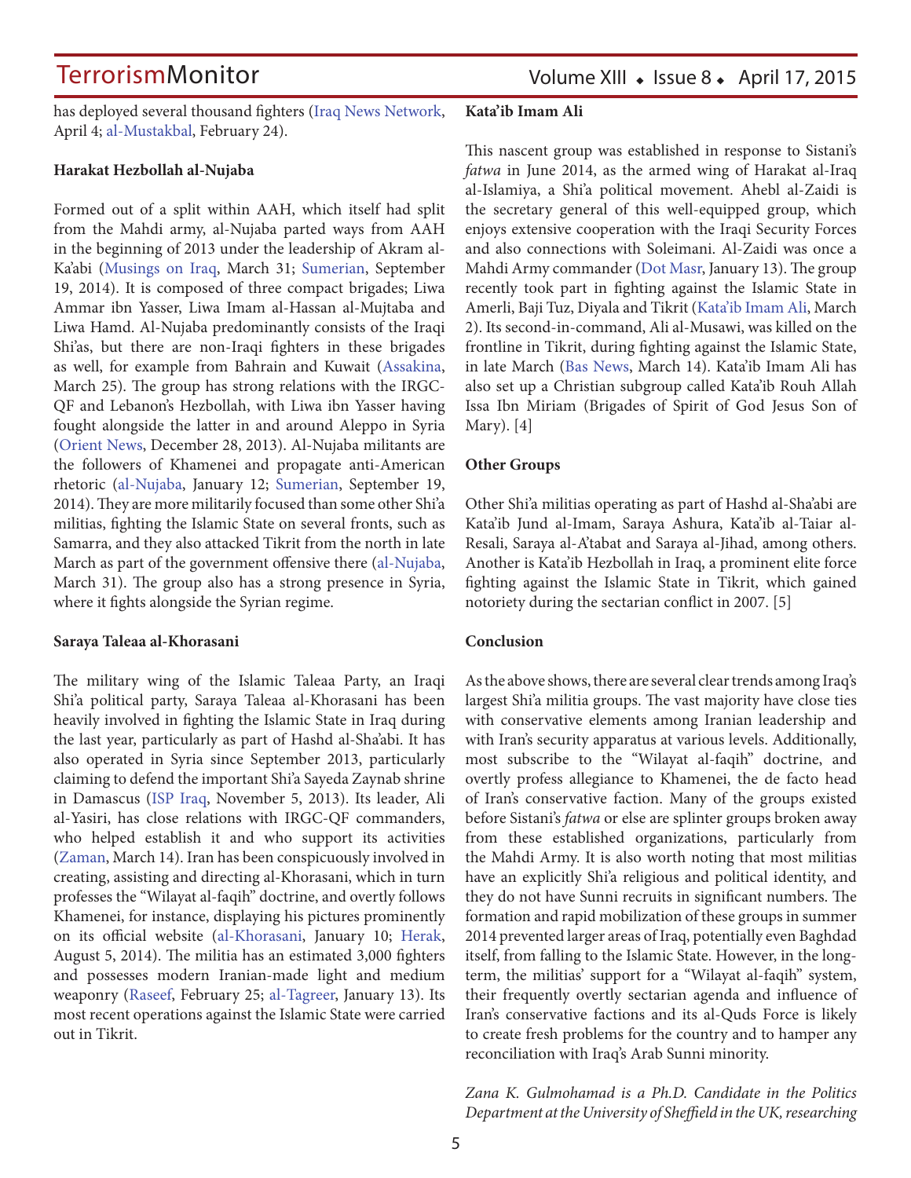has deployed several thousand fighters (Iraq News Network, April 4; al-Mustakbal, February 24).

**Harakat Hezbollah al-Nujaba**

Formed out of a split within AAH, which itself had split from the Mahdi army, al-Nujaba parted ways from AAH in the beginning of 2013 under the leadership of Akram al-Ka'abi (Musings on Iraq, March 31; Sumerian, September 19, 2014). It is composed of three compact brigades; Liwa Ammar ibn Yasser, Liwa Imam al-Hassan al-Mujtaba and Liwa Hamd. Al-Nujaba predominantly consists of the Iraqi Shi'as, but there are non-Iraqi fighters in these brigades as well, for example from Bahrain and Kuwait (Assakina, March 25). The group has strong relations with the IRGC-QF and Lebanon's Hezbollah, with Liwa ibn Yasser having fought alongside the latter in and around Aleppo in Syria (Orient News, December 28, 2013). Al-Nujaba militants are the followers of Khamenei and propagate anti-American rhetoric (al-Nujaba, January 12; Sumerian, September 19, 2014). They are more militarily focused than some other Shi'a militias, fighting the Islamic State on several fronts, such as Samarra, and they also attacked Tikrit from the north in late March as part of the government offensive there (al-Nujaba, March 31). The group also has a strong presence in Syria, where it fights alongside the Syrian regime.

**Saraya Taleaa al-Khorasani**

The military wing of the Islamic Taleaa Party, an Iraqi Shi'a political party, Saraya Taleaa al-Khorasani has been heavily involved in fighting the Islamic State in Iraq during the last year, particularly as part of Hashd al-Sha'abi. It has also operated in Syria since September 2013, particularly claiming to defend the important Shi'a Sayeda Zaynab shrine in Damascus (ISP Iraq, November 5, 2013). Its leader, Ali al-Yasiri, has close relations with IRGC-QF commanders, who helped establish it and who support its activities (Zaman, March 14). Iran has been conspicuously involved in creating, assisting and directing al-Khorasani, which in turn professes the "Wilayat al-faqih" doctrine, and overtly follows Khamenei, for instance, displaying his pictures prominently on its official website (al-Khorasani, January 10; Herak, August 5, 2014). The militia has an estimated 3,000 fighters and possesses modern Iranian-made light and medium weaponry (Raseef, February 25; al-Tagreer, January 13). Its most recent operations against the Islamic State were carried out in Tikrit.

**Kata'ib Imam Ali**

This nascent group was established in response to Sistani's *fatwa* in June 2014, as the armed wing of Harakat al-Iraq al-Islamiya, a Shi'a political movement. Ahebl al-Zaidi is the secretary general of this well-equipped group, which enjoys extensive cooperation with the Iraqi Security Forces and also connections with Soleimani. Al-Zaidi was once a Mahdi Army commander (Dot Masr, January 13). The group recently took part in fighting against the Islamic State in Amerli, Baji Tuz, Diyala and Tikrit (Kata'ib Imam Ali, March 2). Its second-in-command, Ali al-Musawi, was killed on the frontline in Tikrit, during fighting against the Islamic State, in late March (Bas News, March 14). Kata'ib Imam Ali has also set up a Christian subgroup called Kata'ib Rouh Allah Issa Ibn Miriam (Brigades of Spirit of God Jesus Son of Mary). [4]

**Other Groups**

Other Shi'a militias operating as part of Hashd al-Sha'abi are Kata'ib Jund al-Imam, Saraya Ashura, Kata'ib al-Taiar al-Resali, Saraya al-A'tabat and Saraya al-Jihad, among others. Another is Kata'ib Hezbollah in Iraq, a prominent elite force fighting against the Islamic State in Tikrit, which gained notoriety during the sectarian conflict in 2007. [5]

**Conclusion**

As the above shows, there are several clear trends among Iraq's largest Shi'a militia groups. The vast majority have close ties with conservative elements among Iranian leadership and with Iran's security apparatus at various levels. Additionally, most subscribe to the "Wilayat al-faqih" doctrine, and overtly profess allegiance to Khamenei, the de facto head of Iran's conservative faction. Many of the groups existed before Sistani's *fatwa* or else are splinter groups broken away from these established organizations, particularly from the Mahdi Army. It is also worth noting that most militias have an explicitly Shi'a religious and political identity, and they do not have Sunni recruits in significant numbers. The formation and rapid mobilization of these groups in summer 2014 prevented larger areas of Iraq, potentially even Baghdad itself, from falling to the Islamic State. However, in the long-term, the militias' support for a "Wilayat al-faqih" system, their frequently overtly sectarian agenda and influence of Iran's conservative factions and its al-Quds Force is likely to create fresh problems for the country and to hamper any reconciliation with Iraq's Arab Sunni minority.

*Zana K. Gulmohamad is a Ph.D. Candidate in the Politics Department at the University of Sheffield in the UK, researching*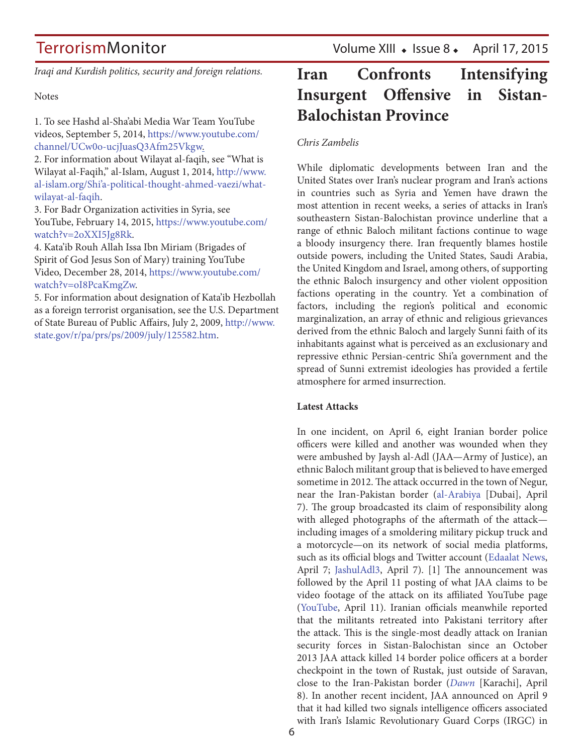*Iraqi and Kurdish politics, security and foreign relations.*

Notes

1. To see Hashd al-Sha'abi Media War Team YouTube videos, September 5, 2014, https://www.youtube.com/channel/UCw0o-ucjJuasQ3Afm25Vkgw.
2. For information about Wilayat al-faqih, see "What is Wilayat al-Faqih," al-Islam, August 1, 2014, http://www.al-islam.org/Shi'a-political-thought-ahmed-vaezi/what-wilayat-al-faqih.
3. For Badr Organization activities in Syria, see YouTube, February 14, 2015, https://www.youtube.com/watch?v=2oXXI5Jg8Rk.
4. Kata'ib Rouh Allah Issa Ibn Miriam (Brigades of Spirit of God Jesus Son of Mary) training YouTube Video, December 28, 2014, https://www.youtube.com/watch?v=oI8PcaKmgZw.
5. For information about designation of Kata'ib Hezbollah as a foreign terrorist organisation, see the U.S. Department of State Bureau of Public Affairs, July 2, 2009, http://www.state.gov/r/pa/prs/ps/2009/july/125582.htm.

# Iran Confronts Intensifying Insurgent Offensive in Sistan-Balochistan Province

*Chris Zambelis*

While diplomatic developments between Iran and the United States over Iran's nuclear program and Iran's actions in countries such as Syria and Yemen have drawn the most attention in recent weeks, a series of attacks in Iran's southeastern Sistan-Balochistan province underline that a range of ethnic Baloch militant factions continue to wage a bloody insurgency there. Iran frequently blames hostile outside powers, including the United States, Saudi Arabia, the United Kingdom and Israel, among others, of supporting the ethnic Baloch insurgency and other violent opposition factions operating in the country. Yet a combination of factors, including the region's political and economic marginalization, an array of ethnic and religious grievances derived from the ethnic Baloch and largely Sunni faith of its inhabitants against what is perceived as an exclusionary and repressive ethnic Persian-centric Shi'a government and the spread of Sunni extremist ideologies has provided a fertile atmosphere for armed insurrection.

**Latest Attacks**

In one incident, on April 6, eight Iranian border police officers were killed and another was wounded when they were ambushed by Jaysh al-Adl (JAA—Army of Justice), an ethnic Baloch militant group that is believed to have emerged sometime in 2012. The attack occurred in the town of Negur, near the Iran-Pakistan border (al-Arabiya [Dubai], April 7). The group broadcasted its claim of responsibility along with alleged photographs of the aftermath of the attack—including images of a smoldering military pickup truck and a motorcycle—on its network of social media platforms, such as its official blogs and Twitter account (Edaalat News, April 7; JashulAdl3, April 7). [1] The announcement was followed by the April 11 posting of what JAA claims to be video footage of the attack on its affiliated YouTube page (YouTube, April 11). Iranian officials meanwhile reported that the militants retreated into Pakistani territory after the attack. This is the single-most deadly attack on Iranian security forces in Sistan-Balochistan since an October 2013 JAA attack killed 14 border police officers at a border checkpoint in the town of Rustak, just outside of Saravan, close to the Iran-Pakistan border (*Dawn* [Karachi], April 8). In another recent incident, JAA announced on April 9 that it had killed two signals intelligence officers associated with Iran's Islamic Revolutionary Guard Corps (IRGC) in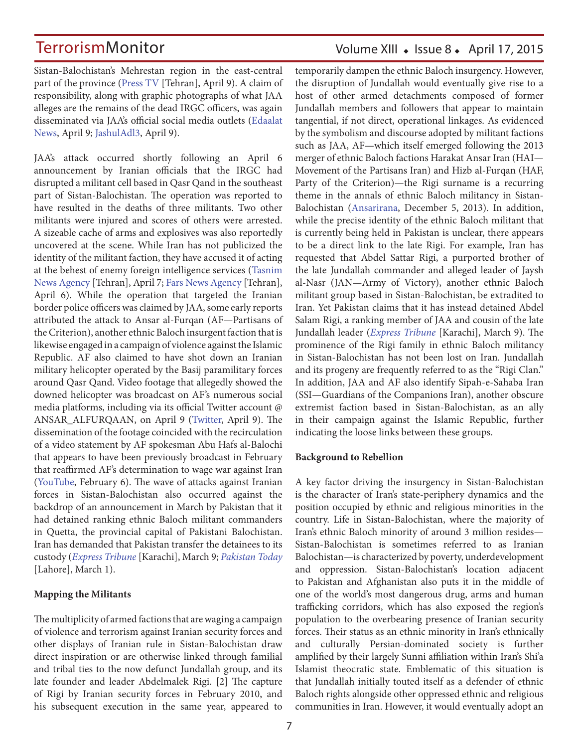Sistan-Balochistan's Mehrestan region in the east-central part of the province (Press TV [Tehran], April 9). A claim of responsibility, along with graphic photographs of what JAA alleges are the remains of the dead IRGC officers, was again disseminated via JAA's official social media outlets (Edaalat News, April 9; JashulAdl3, April 9).

JAA's attack occurred shortly following an April 6 announcement by Iranian officials that the IRGC had disrupted a militant cell based in Qasr Qand in the southeast part of Sistan-Balochistan. The operation was reported to have resulted in the deaths of three militants. Two other militants were injured and scores of others were arrested. A sizeable cache of arms and explosives was also reportedly uncovered at the scene. While Iran has not publicized the identity of the militant faction, they have accused it of acting at the behest of enemy foreign intelligence services (Tasnim News Agency [Tehran], April 7; Fars News Agency [Tehran], April 6). While the operation that targeted the Iranian border police officers was claimed by JAA, some early reports attributed the attack to Ansar al-Furqan (AF—Partisans of the Criterion), another ethnic Baloch insurgent faction that is likewise engaged in a campaign of violence against the Islamic Republic. AF also claimed to have shot down an Iranian military helicopter operated by the Basij paramilitary forces around Qasr Qand. Video footage that allegedly showed the downed helicopter was broadcast on AF's numerous social media platforms, including via its official Twitter account @ ANSAR_ALFURQAAN, on April 9 (Twitter, April 9). The dissemination of the footage coincided with the recirculation of a video statement by AF spokesman Abu Hafs al-Balochi that appears to have been previously broadcast in February that reaffirmed AF's determination to wage war against Iran (YouTube, February 6). The wave of attacks against Iranian forces in Sistan-Balochistan also occurred against the backdrop of an announcement in March by Pakistan that it had detained ranking ethnic Baloch militant commanders in Quetta, the provincial capital of Pakistani Balochistan. Iran has demanded that Pakistan transfer the detainees to its custody (*Express Tribune* [Karachi], March 9; *Pakistan Today* [Lahore], March 1).

**Mapping the Militants**

The multiplicity of armed factions that are waging a campaign of violence and terrorism against Iranian security forces and other displays of Iranian rule in Sistan-Balochistan draw direct inspiration or are otherwise linked through familial and tribal ties to the now defunct Jundallah group, and its late founder and leader Abdelmalek Rigi. [2] The capture of Rigi by Iranian security forces in February 2010, and his subsequent execution in the same year, appeared to temporarily dampen the ethnic Baloch insurgency. However, the disruption of Jundallah would eventually give rise to a host of other armed detachments composed of former Jundallah members and followers that appear to maintain tangential, if not direct, operational linkages. As evidenced by the symbolism and discourse adopted by militant factions such as JAA, AF—which itself emerged following the 2013 merger of ethnic Baloch factions Harakat Ansar Iran (HAI—Movement of the Partisans Iran) and Hizb al-Furqan (HAF, Party of the Criterion)—the Rigi surname is a recurring theme in the annals of ethnic Baloch militancy in Sistan-Balochistan (Ansarirana, December 5, 2013). In addition, while the precise identity of the ethnic Baloch militant that is currently being held in Pakistan is unclear, there appears to be a direct link to the late Rigi. For example, Iran has requested that Abdel Sattar Rigi, a purported brother of the late Jundallah commander and alleged leader of Jaysh al-Nasr (JAN—Army of Victory), another ethnic Baloch militant group based in Sistan-Balochistan, be extradited to Iran. Yet Pakistan claims that it has instead detained Abdel Salam Rigi, a ranking member of JAA and cousin of the late Jundallah leader (*Express Tribune* [Karachi], March 9). The prominence of the Rigi family in ethnic Baloch militancy in Sistan-Balochistan has not been lost on Iran. Jundallah and its progeny are frequently referred to as the "Rigi Clan." In addition, JAA and AF also identify Sipah-e-Sahaba Iran (SSI—Guardians of the Companions Iran), another obscure extremist faction based in Sistan-Balochistan, as an ally in their campaign against the Islamic Republic, further indicating the loose links between these groups.

**Background to Rebellion**

A key factor driving the insurgency in Sistan-Balochistan is the character of Iran's state-periphery dynamics and the position occupied by ethnic and religious minorities in the country. Life in Sistan-Balochistan, where the majority of Iran's ethnic Baloch minority of around 3 million resides—Sistan-Balochistan is sometimes referred to as Iranian Balochistan—is characterized by poverty, underdevelopment and oppression. Sistan-Balochistan's location adjacent to Pakistan and Afghanistan also puts it in the middle of one of the world's most dangerous drug, arms and human trafficking corridors, which has also exposed the region's population to the overbearing presence of Iranian security forces. Their status as an ethnic minority in Iran's ethnically and culturally Persian-dominated society is further amplified by their largely Sunni affiliation within Iran's Shi'a Islamist theocratic state. Emblematic of this situation is that Jundallah initially touted itself as a defender of ethnic Baloch rights alongside other oppressed ethnic and religious communities in Iran. However, it would eventually adopt an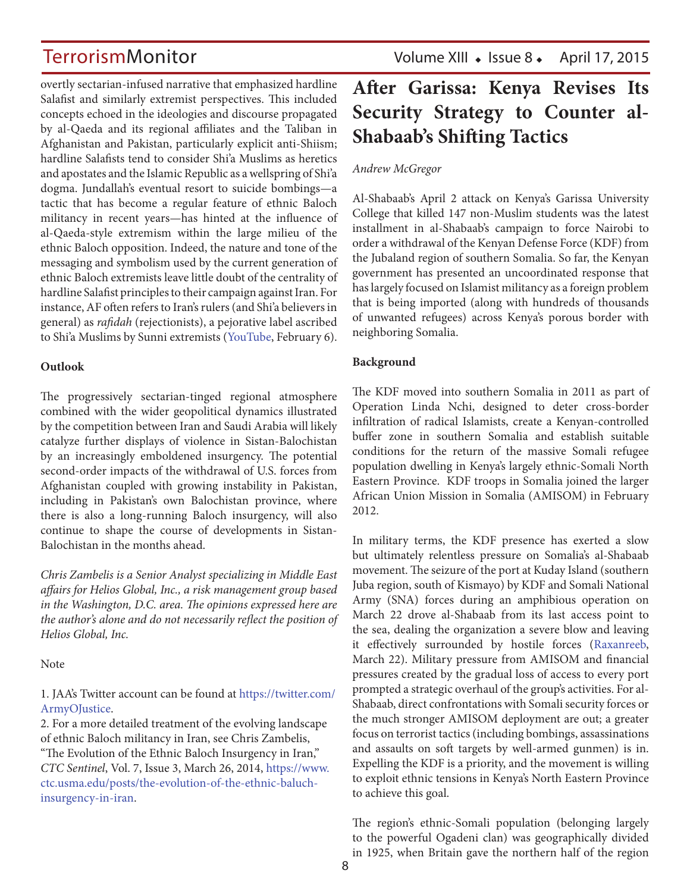overtly sectarian-infused narrative that emphasized hardline Salafist and similarly extremist perspectives. This included concepts echoed in the ideologies and discourse propagated by al-Qaeda and its regional affiliates and the Taliban in Afghanistan and Pakistan, particularly explicit anti-Shiism; hardline Salafists tend to consider Shi'a Muslims as heretics and apostates and the Islamic Republic as a wellspring of Shi'a dogma. Jundallah's eventual resort to suicide bombings—a tactic that has become a regular feature of ethnic Baloch militancy in recent years—has hinted at the influence of al-Qaeda-style extremism within the large milieu of the ethnic Baloch opposition. Indeed, the nature and tone of the messaging and symbolism used by the current generation of ethnic Baloch extremists leave little doubt of the centrality of hardline Salafist principles to their campaign against Iran. For instance, AF often refers to Iran's rulers (and Shi'a believers in general) as *rafidah* (rejectionists), a pejorative label ascribed to Shi'a Muslims by Sunni extremists (YouTube, February 6).

**Outlook**

The progressively sectarian-tinged regional atmosphere combined with the wider geopolitical dynamics illustrated by the competition between Iran and Saudi Arabia will likely catalyze further displays of violence in Sistan-Balochistan by an increasingly emboldened insurgency. The potential second-order impacts of the withdrawal of U.S. forces from Afghanistan coupled with growing instability in Pakistan, including in Pakistan's own Balochistan province, where there is also a long-running Baloch insurgency, will also continue to shape the course of developments in Sistan-Balochistan in the months ahead.

*Chris Zambelis is a Senior Analyst specializing in Middle East affairs for Helios Global, Inc., a risk management group based in the Washington, D.C. area. The opinions expressed here are the author's alone and do not necessarily reflect the position of Helios Global, Inc.*

Note

1. JAA's Twitter account can be found at https://twitter.com/ArmyOJustice.
2. For a more detailed treatment of the evolving landscape of ethnic Baloch militancy in Iran, see Chris Zambelis, "The Evolution of the Ethnic Baloch Insurgency in Iran," *CTC Sentinel*, Vol. 7, Issue 3, March 26, 2014, https://www.ctc.usma.edu/posts/the-evolution-of-the-ethnic-baluch-insurgency-in-iran.

# After Garissa: Kenya Revises Its Security Strategy to Counter al-Shabaab's Shifting Tactics

*Andrew McGregor*

Al-Shabaab's April 2 attack on Kenya's Garissa University College that killed 147 non-Muslim students was the latest installment in al-Shabaab's campaign to force Nairobi to order a withdrawal of the Kenyan Defense Force (KDF) from the Jubaland region of southern Somalia. So far, the Kenyan government has presented an uncoordinated response that has largely focused on Islamist militancy as a foreign problem that is being imported (along with hundreds of thousands of unwanted refugees) across Kenya's porous border with neighboring Somalia.

**Background**

The KDF moved into southern Somalia in 2011 as part of Operation Linda Nchi, designed to deter cross-border infiltration of radical Islamists, create a Kenyan-controlled buffer zone in southern Somalia and establish suitable conditions for the return of the massive Somali refugee population dwelling in Kenya's largely ethnic-Somali North Eastern Province. KDF troops in Somalia joined the larger African Union Mission in Somalia (AMISOM) in February 2012.

In military terms, the KDF presence has exerted a slow but ultimately relentless pressure on Somalia's al-Shabaab movement. The seizure of the port at Kuday Island (southern Juba region, south of Kismayo) by KDF and Somali National Army (SNA) forces during an amphibious operation on March 22 drove al-Shabaab from its last access point to the sea, dealing the organization a severe blow and leaving it effectively surrounded by hostile forces (Raxanreeb, March 22). Military pressure from AMISOM and financial pressures created by the gradual loss of access to every port prompted a strategic overhaul of the group's activities. For al-Shabaab, direct confrontations with Somali security forces or the much stronger AMISOM deployment are out; a greater focus on terrorist tactics (including bombings, assassinations and assaults on soft targets by well-armed gunmen) is in. Expelling the KDF is a priority, and the movement is willing to exploit ethnic tensions in Kenya's North Eastern Province to achieve this goal.

The region's ethnic-Somali population (belonging largely to the powerful Ogadeni clan) was geographically divided in 1925, when Britain gave the northern half of the region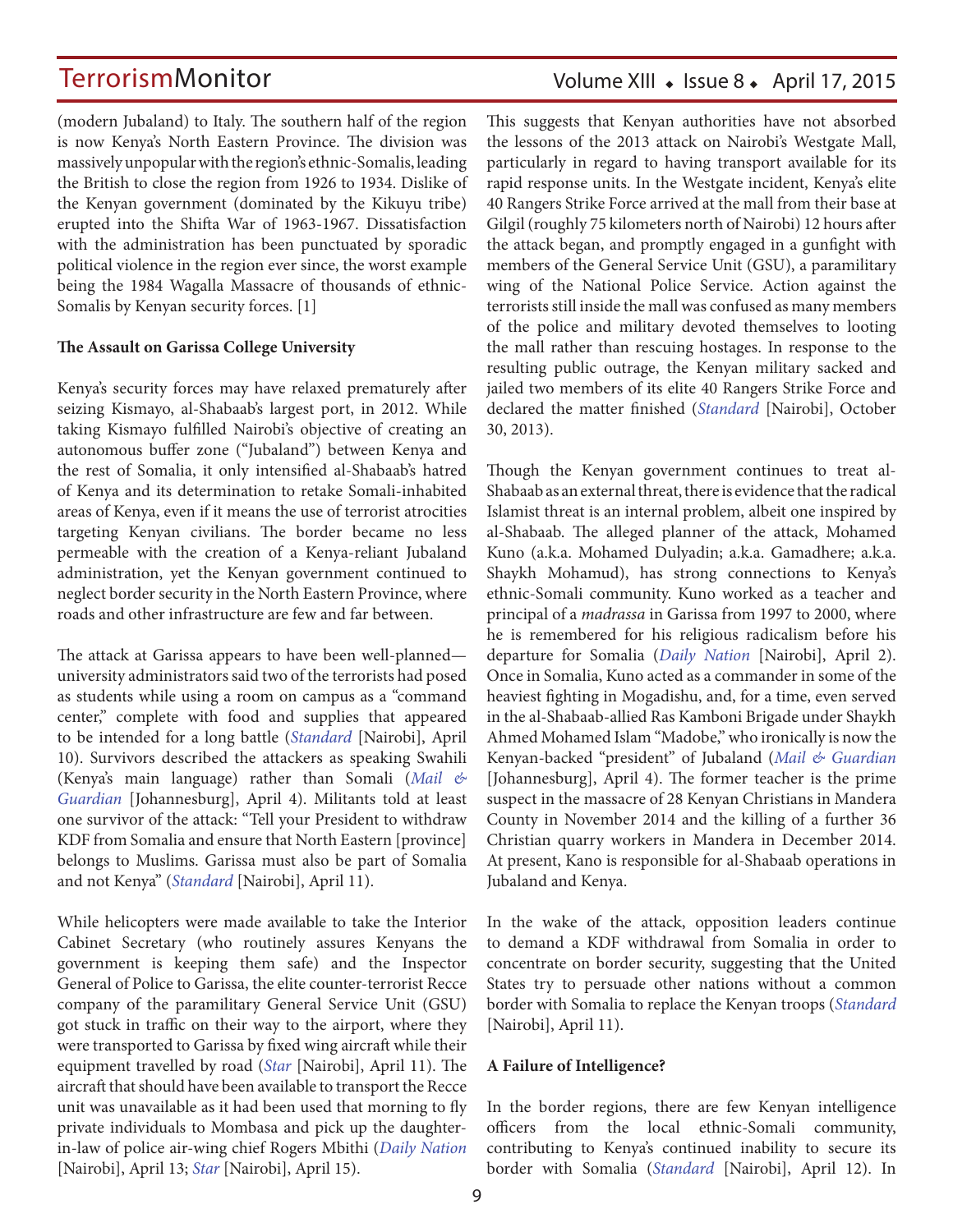(modern Jubaland) to Italy. The southern half of the region is now Kenya's North Eastern Province. The division was massively unpopular with the region's ethnic-Somalis, leading the British to close the region from 1926 to 1934. Dislike of the Kenyan government (dominated by the Kikuyu tribe) erupted into the Shifta War of 1963-1967. Dissatisfaction with the administration has been punctuated by sporadic political violence in the region ever since, the worst example being the 1984 Wagalla Massacre of thousands of ethnic-Somalis by Kenyan security forces. [1]

**The Assault on Garissa College University**

Kenya's security forces may have relaxed prematurely after seizing Kismayo, al-Shabaab's largest port, in 2012. While taking Kismayo fulfilled Nairobi's objective of creating an autonomous buffer zone ("Jubaland") between Kenya and the rest of Somalia, it only intensified al-Shabaab's hatred of Kenya and its determination to retake Somali-inhabited areas of Kenya, even if it means the use of terrorist atrocities targeting Kenyan civilians. The border became no less permeable with the creation of a Kenya-reliant Jubaland administration, yet the Kenyan government continued to neglect border security in the North Eastern Province, where roads and other infrastructure are few and far between.

The attack at Garissa appears to have been well-planned—university administrators said two of the terrorists had posed as students while using a room on campus as a "command center," complete with food and supplies that appeared to be intended for a long battle (*Standard* [Nairobi], April 10). Survivors described the attackers as speaking Swahili (Kenya's main language) rather than Somali (*Mail & Guardian* [Johannesburg], April 4). Militants told at least one survivor of the attack: "Tell your President to withdraw KDF from Somalia and ensure that North Eastern [province] belongs to Muslims. Garissa must also be part of Somalia and not Kenya" (*Standard* [Nairobi], April 11).

While helicopters were made available to take the Interior Cabinet Secretary (who routinely assures Kenyans the government is keeping them safe) and the Inspector General of Police to Garissa, the elite counter-terrorist Recce company of the paramilitary General Service Unit (GSU) got stuck in traffic on their way to the airport, where they were transported to Garissa by fixed wing aircraft while their equipment travelled by road (*Star* [Nairobi], April 11). The aircraft that should have been available to transport the Recce unit was unavailable as it had been used that morning to fly private individuals to Mombasa and pick up the daughter-in-law of police air-wing chief Rogers Mbithi (*Daily Nation* [Nairobi], April 13; *Star* [Nairobi], April 15).

This suggests that Kenyan authorities have not absorbed the lessons of the 2013 attack on Nairobi's Westgate Mall, particularly in regard to having transport available for its rapid response units. In the Westgate incident, Kenya's elite 40 Rangers Strike Force arrived at the mall from their base at Gilgil (roughly 75 kilometers north of Nairobi) 12 hours after the attack began, and promptly engaged in a gunfight with members of the General Service Unit (GSU), a paramilitary wing of the National Police Service. Action against the terrorists still inside the mall was confused as many members of the police and military devoted themselves to looting the mall rather than rescuing hostages. In response to the resulting public outrage, the Kenyan military sacked and jailed two members of its elite 40 Rangers Strike Force and declared the matter finished (*Standard* [Nairobi], October 30, 2013).

Though the Kenyan government continues to treat al-Shabaab as an external threat, there is evidence that the radical Islamist threat is an internal problem, albeit one inspired by al-Shabaab. The alleged planner of the attack, Mohamed Kuno (a.k.a. Mohamed Dulyadin; a.k.a. Gamadhere; a.k.a. Shaykh Mohamud), has strong connections to Kenya's ethnic-Somali community. Kuno worked as a teacher and principal of a *madrassa* in Garissa from 1997 to 2000, where he is remembered for his religious radicalism before his departure for Somalia (*Daily Nation* [Nairobi], April 2). Once in Somalia, Kuno acted as a commander in some of the heaviest fighting in Mogadishu, and, for a time, even served in the al-Shabaab-allied Ras Kamboni Brigade under Shaykh Ahmed Mohamed Islam "Madobe," who ironically is now the Kenyan-backed "president" of Jubaland (*Mail & Guardian* [Johannesburg], April 4). The former teacher is the prime suspect in the massacre of 28 Kenyan Christians in Mandera County in November 2014 and the killing of a further 36 Christian quarry workers in Mandera in December 2014. At present, Kano is responsible for al-Shabaab operations in Jubaland and Kenya.

In the wake of the attack, opposition leaders continue to demand a KDF withdrawal from Somalia in order to concentrate on border security, suggesting that the United States try to persuade other nations without a common border with Somalia to replace the Kenyan troops (*Standard* [Nairobi], April 11).

**A Failure of Intelligence?**

In the border regions, there are few Kenyan intelligence officers from the local ethnic-Somali community, contributing to Kenya's continued inability to secure its border with Somalia (*Standard* [Nairobi], April 12). In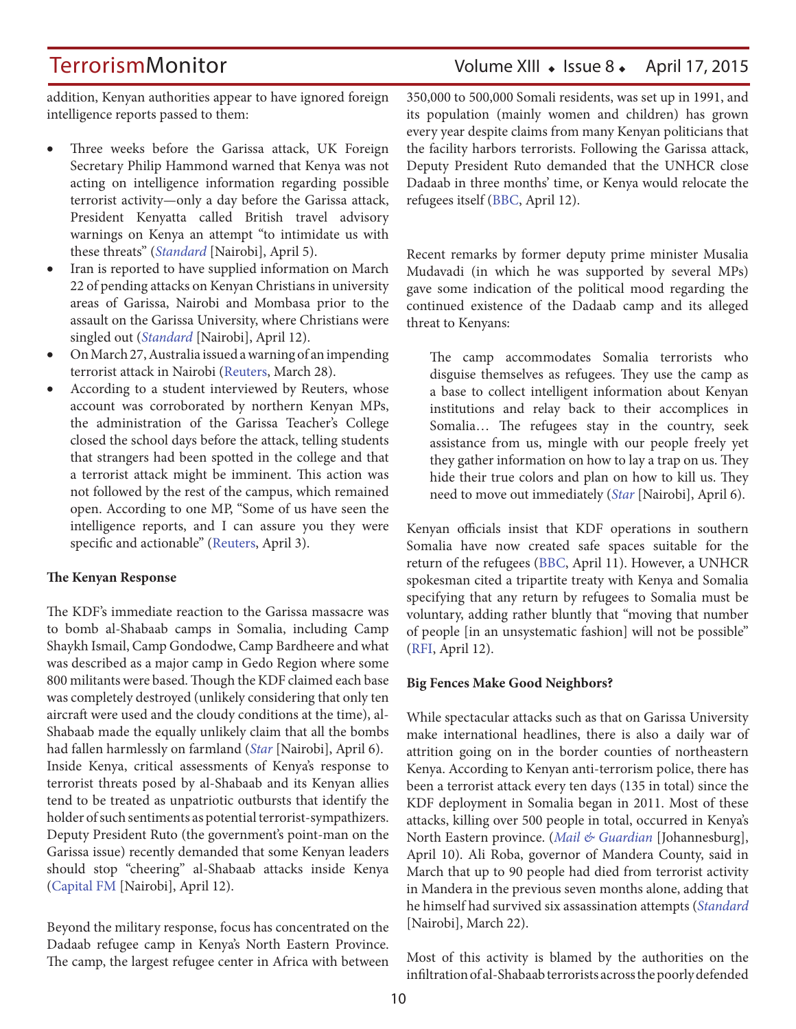addition, Kenyan authorities appear to have ignored foreign intelligence reports passed to them:

- Three weeks before the Garissa attack, UK Foreign Secretary Philip Hammond warned that Kenya was not acting on intelligence information regarding possible terrorist activity—only a day before the Garissa attack, President Kenyatta called British travel advisory warnings on Kenya an attempt "to intimidate us with these threats" (*Standard* [Nairobi], April 5).
- Iran is reported to have supplied information on March 22 of pending attacks on Kenyan Christians in university areas of Garissa, Nairobi and Mombasa prior to the assault on the Garissa University, where Christians were singled out (*Standard* [Nairobi], April 12).
- On March 27, Australia issued a warning of an impending terrorist attack in Nairobi (Reuters, March 28).
- According to a student interviewed by Reuters, whose account was corroborated by northern Kenyan MPs, the administration of the Garissa Teacher's College closed the school days before the attack, telling students that strangers had been spotted in the college and that a terrorist attack might be imminent. This action was not followed by the rest of the campus, which remained open. According to one MP, "Some of us have seen the intelligence reports, and I can assure you they were specific and actionable" (Reuters, April 3).

**The Kenyan Response**

The KDF's immediate reaction to the Garissa massacre was to bomb al-Shabaab camps in Somalia, including Camp Shaykh Ismail, Camp Gondodwe, Camp Bardheere and what was described as a major camp in Gedo Region where some 800 militants were based. Though the KDF claimed each base was completely destroyed (unlikely considering that only ten aircraft were used and the cloudy conditions at the time), al-Shabaab made the equally unlikely claim that all the bombs had fallen harmlessly on farmland (*Star* [Nairobi], April 6).
Inside Kenya, critical assessments of Kenya's response to terrorist threats posed by al-Shabaab and its Kenyan allies tend to be treated as unpatriotic outbursts that identify the holder of such sentiments as potential terrorist-sympathizers. Deputy President Ruto (the government's point-man on the Garissa issue) recently demanded that some Kenyan leaders should stop "cheering" al-Shabaab attacks inside Kenya (Capital FM [Nairobi], April 12).

Beyond the military response, focus has concentrated on the Dadaab refugee camp in Kenya's North Eastern Province. The camp, the largest refugee center in Africa with between 350,000 to 500,000 Somali residents, was set up in 1991, and its population (mainly women and children) has grown every year despite claims from many Kenyan politicians that the facility harbors terrorists. Following the Garissa attack, Deputy President Ruto demanded that the UNHCR close Dadaab in three months' time, or Kenya would relocate the refugees itself (BBC, April 12).

Recent remarks by former deputy prime minister Musalia Mudavadi (in which he was supported by several MPs) gave some indication of the political mood regarding the continued existence of the Dadaab camp and its alleged threat to Kenyans:

> The camp accommodates Somalia terrorists who disguise themselves as refugees. They use the camp as a base to collect intelligent information about Kenyan institutions and relay back to their accomplices in Somalia… The refugees stay in the country, seek assistance from us, mingle with our people freely yet they gather information on how to lay a trap on us. They hide their true colors and plan on how to kill us. They need to move out immediately (*Star* [Nairobi], April 6).

Kenyan officials insist that KDF operations in southern Somalia have now created safe spaces suitable for the return of the refugees (BBC, April 11). However, a UNHCR spokesman cited a tripartite treaty with Kenya and Somalia specifying that any return by refugees to Somalia must be voluntary, adding rather bluntly that "moving that number of people [in an unsystematic fashion] will not be possible" (RFI, April 12).

**Big Fences Make Good Neighbors?**

While spectacular attacks such as that on Garissa University make international headlines, there is also a daily war of attrition going on in the border counties of northeastern Kenya. According to Kenyan anti-terrorism police, there has been a terrorist attack every ten days (135 in total) since the KDF deployment in Somalia began in 2011. Most of these attacks, killing over 500 people in total, occurred in Kenya's North Eastern province. (*Mail & Guardian* [Johannesburg], April 10). Ali Roba, governor of Mandera County, said in March that up to 90 people had died from terrorist activity in Mandera in the previous seven months alone, adding that he himself had survived six assassination attempts (*Standard* [Nairobi], March 22).

Most of this activity is blamed by the authorities on the infiltration of al-Shabaab terrorists across the poorly defended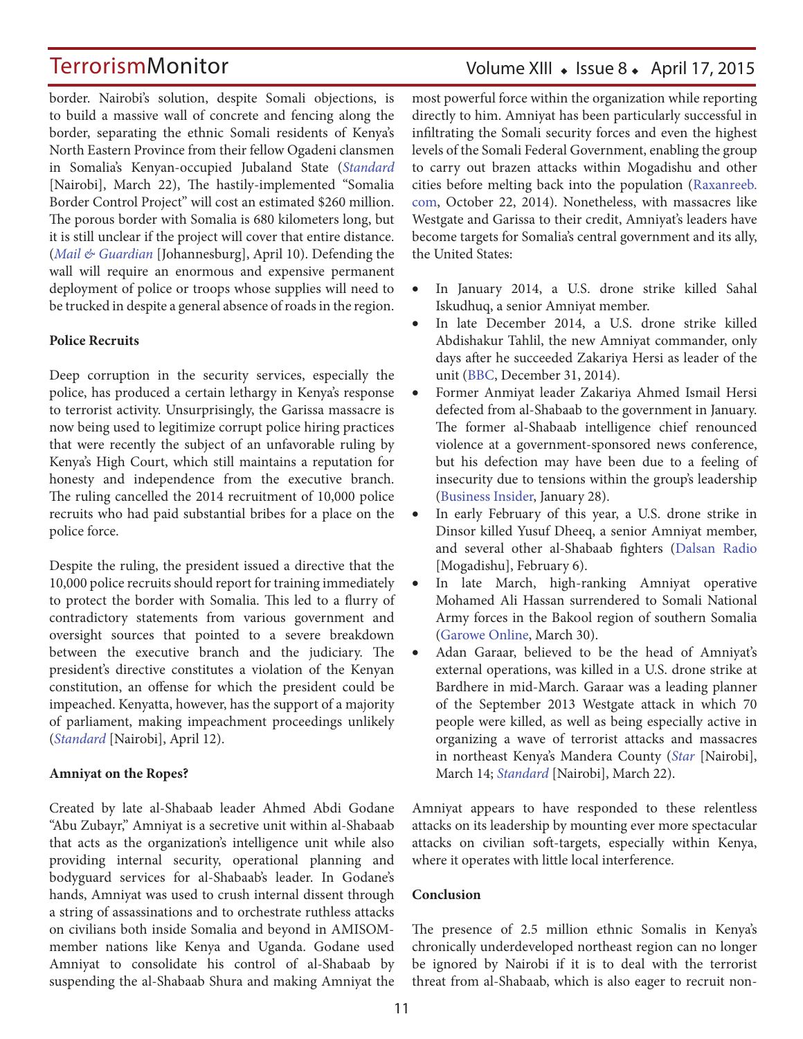border. Nairobi's solution, despite Somali objections, is to build a massive wall of concrete and fencing along the border, separating the ethnic Somali residents of Kenya's North Eastern Province from their fellow Ogadeni clansmen in Somalia's Kenyan-occupied Jubaland State (*Standard* [Nairobi], March 22), The hastily-implemented "Somalia Border Control Project" will cost an estimated $260 million. The porous border with Somalia is 680 kilometers long, but it is still unclear if the project will cover that entire distance. (*Mail & Guardian* [Johannesburg], April 10). Defending the wall will require an enormous and expensive permanent deployment of police or troops whose supplies will need to be trucked in despite a general absence of roads in the region.

**Police Recruits**

Deep corruption in the security services, especially the police, has produced a certain lethargy in Kenya's response to terrorist activity. Unsurprisingly, the Garissa massacre is now being used to legitimize corrupt police hiring practices that were recently the subject of an unfavorable ruling by Kenya's High Court, which still maintains a reputation for honesty and independence from the executive branch. The ruling cancelled the 2014 recruitment of 10,000 police recruits who had paid substantial bribes for a place on the police force.

Despite the ruling, the president issued a directive that the 10,000 police recruits should report for training immediately to protect the border with Somalia. This led to a flurry of contradictory statements from various government and oversight sources that pointed to a severe breakdown between the executive branch and the judiciary. The president's directive constitutes a violation of the Kenyan constitution, an offense for which the president could be impeached. Kenyatta, however, has the support of a majority of parliament, making impeachment proceedings unlikely (*Standard* [Nairobi], April 12).

**Amniyat on the Ropes?**

Created by late al-Shabaab leader Ahmed Abdi Godane "Abu Zubayr," Amniyat is a secretive unit within al-Shabaab that acts as the organization's intelligence unit while also providing internal security, operational planning and bodyguard services for al-Shabaab's leader. In Godane's hands, Amniyat was used to crush internal dissent through a string of assassinations and to orchestrate ruthless attacks on civilians both inside Somalia and beyond in AMISOM-member nations like Kenya and Uganda. Godane used Amniyat to consolidate his control of al-Shabaab by suspending the al-Shabaab Shura and making Amniyat the most powerful force within the organization while reporting directly to him. Amniyat has been particularly successful in infiltrating the Somali security forces and even the highest levels of the Somali Federal Government, enabling the group to carry out brazen attacks within Mogadishu and other cities before melting back into the population (Raxanreeb.com, October 22, 2014). Nonetheless, with massacres like Westgate and Garissa to their credit, Amniyat's leaders have become targets for Somalia's central government and its ally, the United States:

- In January 2014, a U.S. drone strike killed Sahal Iskudhuq, a senior Amniyat member.
- In late December 2014, a U.S. drone strike killed Abdishakur Tahlil, the new Amniyat commander, only days after he succeeded Zakariya Hersi as leader of the unit (BBC, December 31, 2014).
- Former Anmiyat leader Zakariya Ahmed Ismail Hersi defected from al-Shabaab to the government in January. The former al-Shabaab intelligence chief renounced violence at a government-sponsored news conference, but his defection may have been due to a feeling of insecurity due to tensions within the group's leadership (Business Insider, January 28).
- In early February of this year, a U.S. drone strike in Dinsor killed Yusuf Dheeq, a senior Amniyat member, and several other al-Shabaab fighters (Dalsan Radio [Mogadishu], February 6).
- In late March, high-ranking Amniyat operative Mohamed Ali Hassan surrendered to Somali National Army forces in the Bakool region of southern Somalia (Garowe Online, March 30).
- Adan Garaar, believed to be the head of Amniyat's external operations, was killed in a U.S. drone strike at Bardhere in mid-March. Garaar was a leading planner of the September 2013 Westgate attack in which 70 people were killed, as well as being especially active in organizing a wave of terrorist attacks and massacres in northeast Kenya's Mandera County (*Star* [Nairobi], March 14; *Standard* [Nairobi], March 22).

Amniyat appears to have responded to these relentless attacks on its leadership by mounting ever more spectacular attacks on civilian soft-targets, especially within Kenya, where it operates with little local interference.

**Conclusion**

The presence of 2.5 million ethnic Somalis in Kenya's chronically underdeveloped northeast region can no longer be ignored by Nairobi if it is to deal with the terrorist threat from al-Shabaab, which is also eager to recruit non-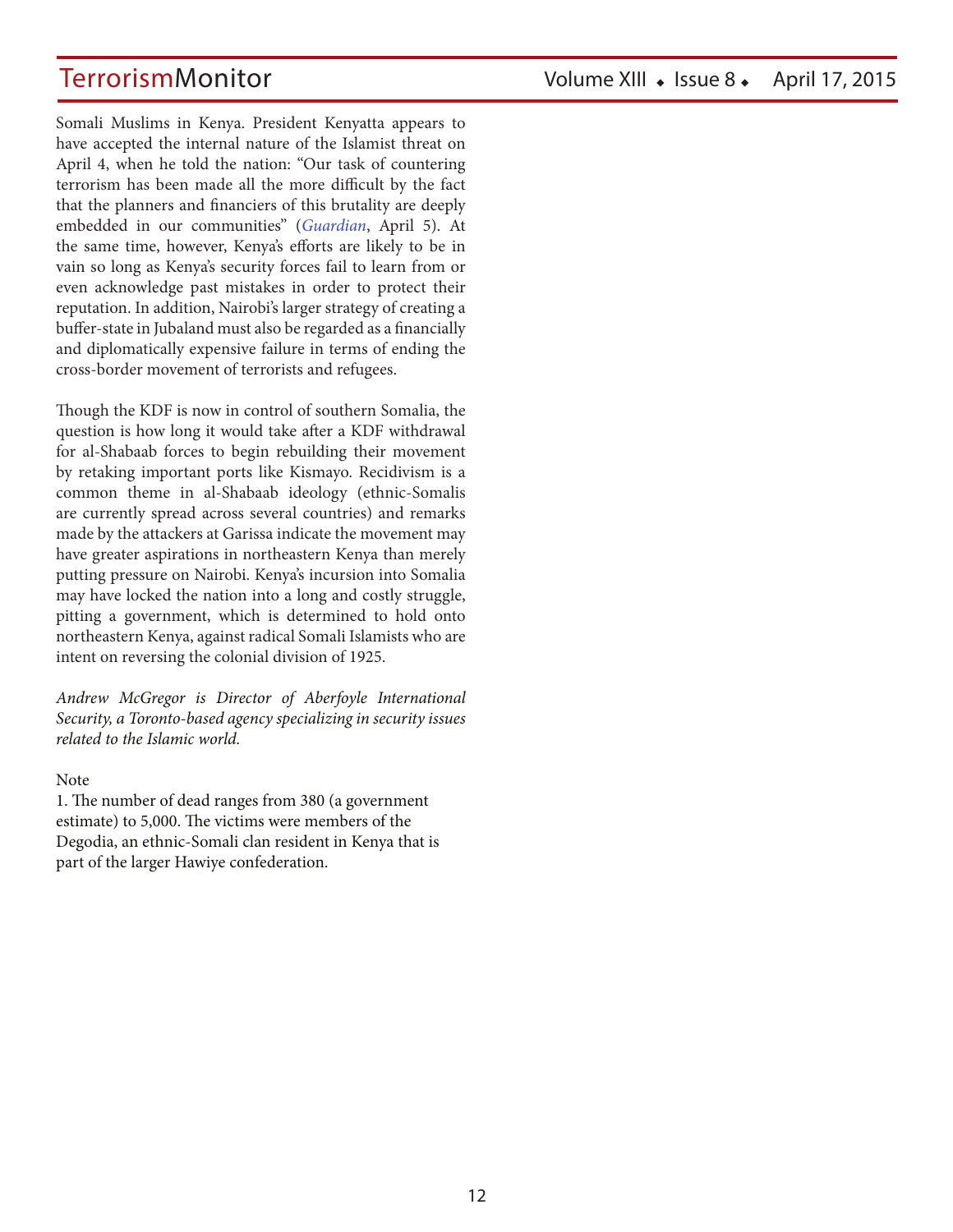Somali Muslims in Kenya. President Kenyatta appears to have accepted the internal nature of the Islamist threat on April 4, when he told the nation: "Our task of countering terrorism has been made all the more difficult by the fact that the planners and financiers of this brutality are deeply embedded in our communities" (*Guardian*, April 5). At the same time, however, Kenya's efforts are likely to be in vain so long as Kenya's security forces fail to learn from or even acknowledge past mistakes in order to protect their reputation. In addition, Nairobi's larger strategy of creating a buffer-state in Jubaland must also be regarded as a financially and diplomatically expensive failure in terms of ending the cross-border movement of terrorists and refugees.

Though the KDF is now in control of southern Somalia, the question is how long it would take after a KDF withdrawal for al-Shabaab forces to begin rebuilding their movement by retaking important ports like Kismayo. Recidivism is a common theme in al-Shabaab ideology (ethnic-Somalis are currently spread across several countries) and remarks made by the attackers at Garissa indicate the movement may have greater aspirations in northeastern Kenya than merely putting pressure on Nairobi. Kenya's incursion into Somalia may have locked the nation into a long and costly struggle, pitting a government, which is determined to hold onto northeastern Kenya, against radical Somali Islamists who are intent on reversing the colonial division of 1925.

*Andrew McGregor is Director of Aberfoyle International Security, a Toronto-based agency specializing in security issues related to the Islamic world.*

Note

1. The number of dead ranges from 380 (a government estimate) to 5,000. The victims were members of the Degodia, an ethnic-Somali clan resident in Kenya that is part of the larger Hawiye confederation.